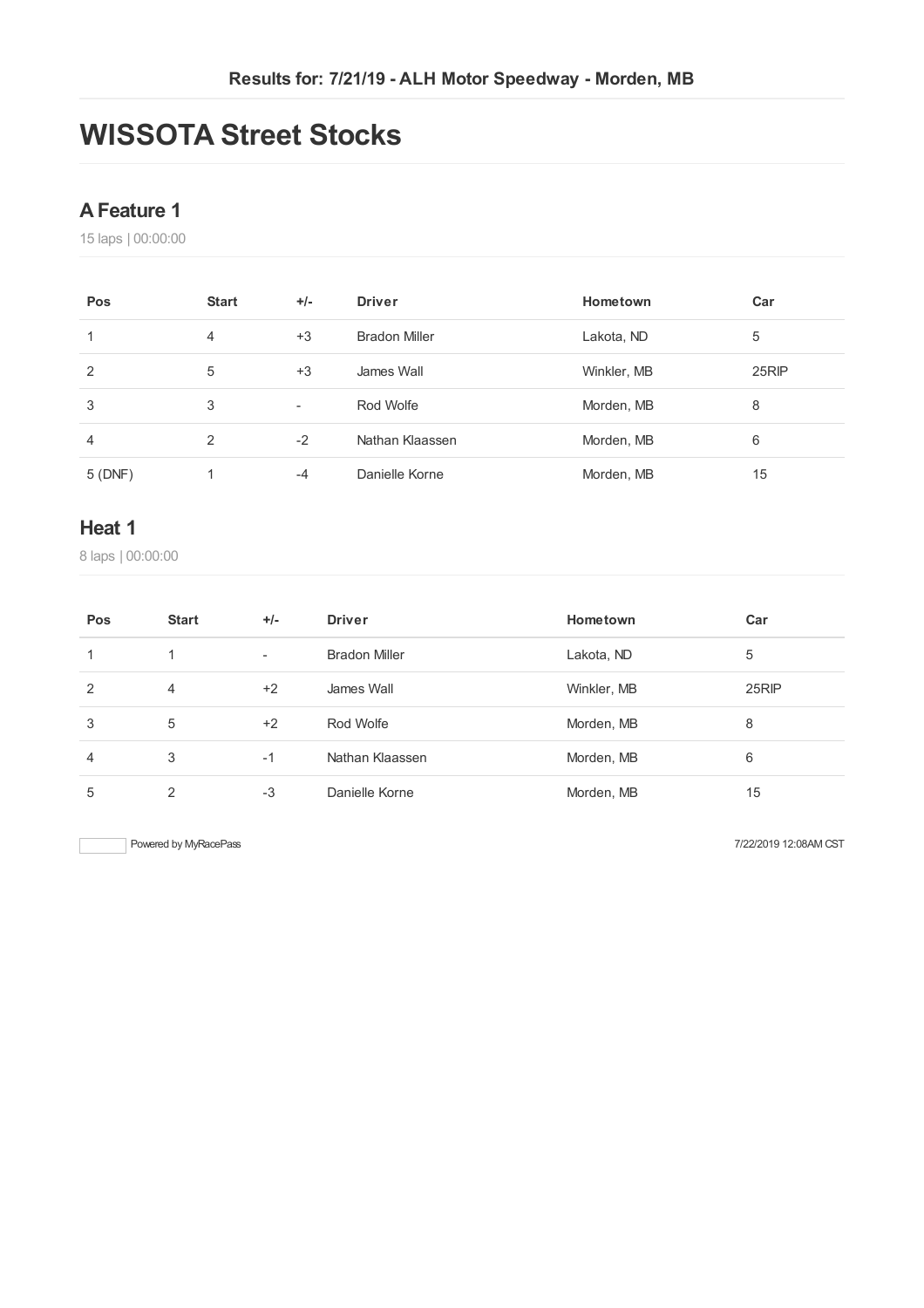Results for: 7/21/19 - ALH Motor Speedway - Morden, MB

# WISSOTA Street Stocks

## A Feature 1

15 laps | 00:00:00

| Pos | Start | +/- | Driver | Hometown | Car |
|---|---|---|---|---|---|
| 1 | 4 | +3 | Bradon Miller | Lakota, ND | 5 |
| 2 | 5 | +3 | James Wall | Winkler, MB | 25RIP |
| 3 | 3 | - | Rod Wolfe | Morden, MB | 8 |
| 4 | 2 | -2 | Nathan Klaassen | Morden, MB | 6 |
| 5 (DNF) | 1 | -4 | Danielle Korne | Morden, MB | 15 |

## Heat 1

8 laps | 00:00:00

| Pos | Start | +/- | Driver | Hometown | Car |
|---|---|---|---|---|---|
| 1 | 1 | - | Bradon Miller | Lakota, ND | 5 |
| 2 | 4 | +2 | James Wall | Winkler, MB | 25RIP |
| 3 | 5 | +2 | Rod Wolfe | Morden, MB | 8 |
| 4 | 3 | -1 | Nathan Klaassen | Morden, MB | 6 |
| 5 | 2 | -3 | Danielle Korne | Morden, MB | 15 |

Powered by MyRacePass

7/22/2019 12:08AM CST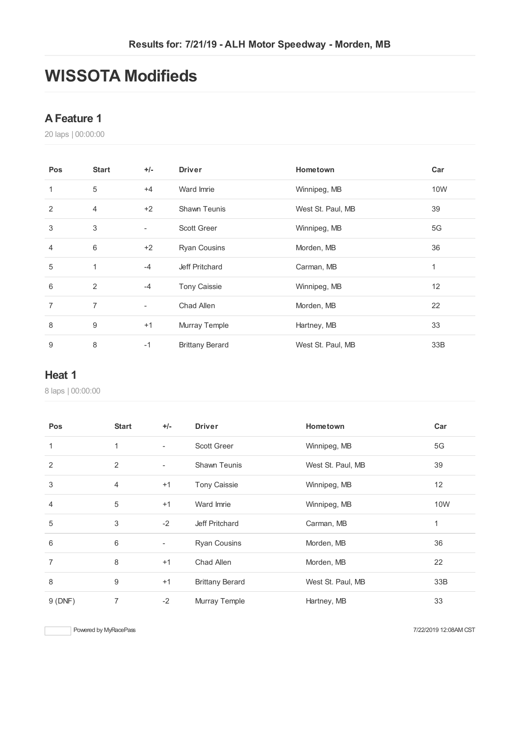Results for: 7/21/19 - ALH Motor Speedway - Morden, MB

# WISSOTA Modifieds

## A Feature 1

20 laps | 00:00:00

| Pos | Start | +/- | Driver | Hometown | Car |
|---|---|---|---|---|---|
| 1 | 5 | +4 | Ward Imrie | Winnipeg, MB | 10W |
| 2 | 4 | +2 | Shawn Teunis | West St. Paul, MB | 39 |
| 3 | 3 | - | Scott Greer | Winnipeg, MB | 5G |
| 4 | 6 | +2 | Ryan Cousins | Morden, MB | 36 |
| 5 | 1 | -4 | Jeff Pritchard | Carman, MB | 1 |
| 6 | 2 | -4 | Tony Caissie | Winnipeg, MB | 12 |
| 7 | 7 | - | Chad Allen | Morden, MB | 22 |
| 8 | 9 | +1 | Murray Temple | Hartney, MB | 33 |
| 9 | 8 | -1 | Brittany Berard | West St. Paul, MB | 33B |

## Heat 1

8 laps | 00:00:00

| Pos | Start | +/- | Driver | Hometown | Car |
|---|---|---|---|---|---|
| 1 | 1 | - | Scott Greer | Winnipeg, MB | 5G |
| 2 | 2 | - | Shawn Teunis | West St. Paul, MB | 39 |
| 3 | 4 | +1 | Tony Caissie | Winnipeg, MB | 12 |
| 4 | 5 | +1 | Ward Imrie | Winnipeg, MB | 10W |
| 5 | 3 | -2 | Jeff Pritchard | Carman, MB | 1 |
| 6 | 6 | - | Ryan Cousins | Morden, MB | 36 |
| 7 | 8 | +1 | Chad Allen | Morden, MB | 22 |
| 8 | 9 | +1 | Brittany Berard | West St. Paul, MB | 33B |
| 9 (DNF) | 7 | -2 | Murray Temple | Hartney, MB | 33 |

Powered by MyRacePass

7/22/2019 12:08AM CST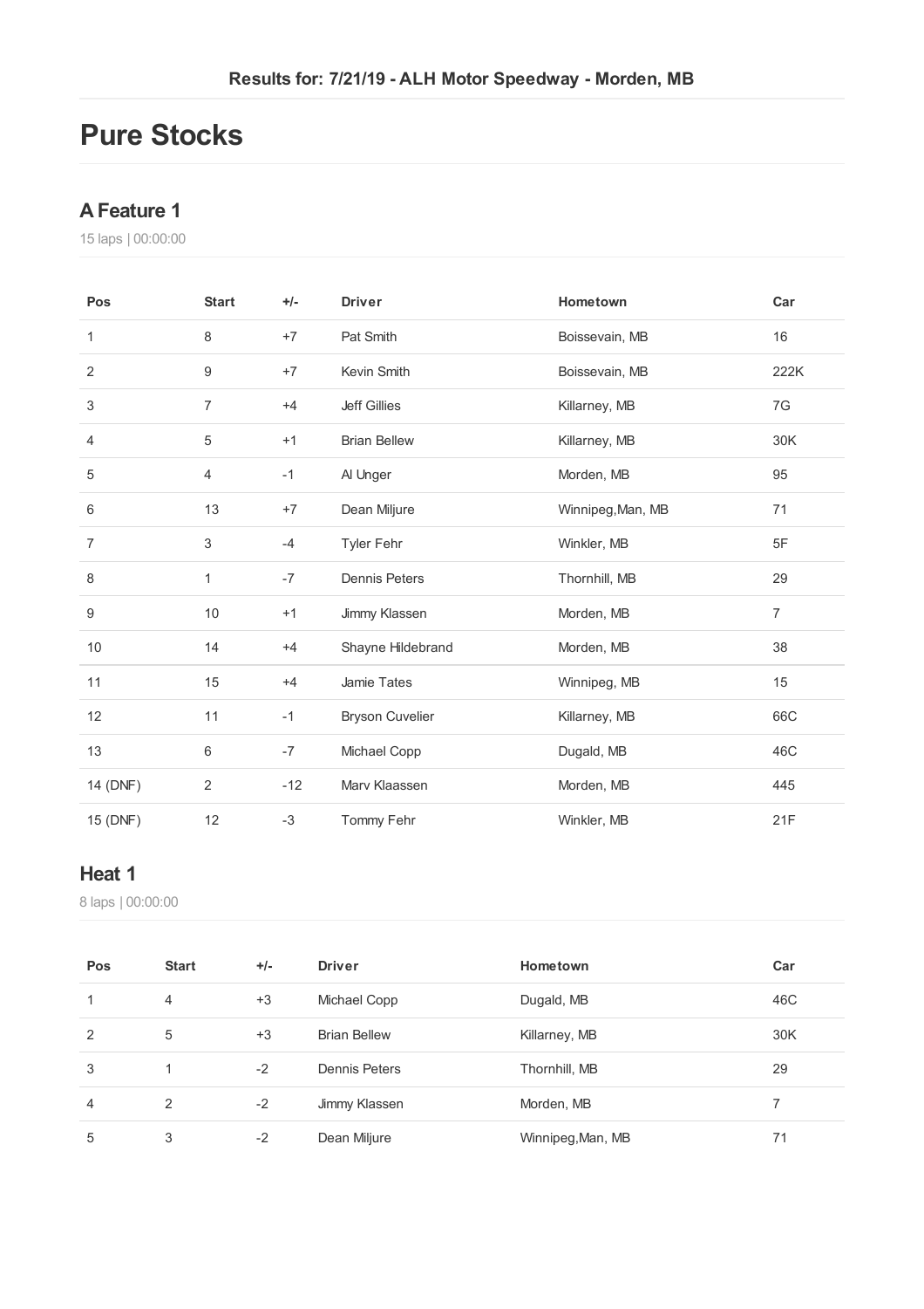Results for: 7/21/19 - ALH Motor Speedway - Morden, MB

# Pure Stocks

## A Feature 1

15 laps | 00:00:00

| Pos | Start | +/- | Driver | Hometown | Car |
|---|---|---|---|---|---|
| 1 | 8 | +7 | Pat Smith | Boissevain, MB | 16 |
| 2 | 9 | +7 | Kevin Smith | Boissevain, MB | 222K |
| 3 | 7 | +4 | Jeff Gillies | Killarney, MB | 7G |
| 4 | 5 | +1 | Brian Bellew | Killarney, MB | 30K |
| 5 | 4 | -1 | Al Unger | Morden, MB | 95 |
| 6 | 13 | +7 | Dean Miljure | Winnipeg,Man, MB | 71 |
| 7 | 3 | -4 | Tyler Fehr | Winkler, MB | 5F |
| 8 | 1 | -7 | Dennis Peters | Thornhill, MB | 29 |
| 9 | 10 | +1 | Jimmy Klassen | Morden, MB | 7 |
| 10 | 14 | +4 | Shayne Hildebrand | Morden, MB | 38 |
| 11 | 15 | +4 | Jamie Tates | Winnipeg, MB | 15 |
| 12 | 11 | -1 | Bryson Cuvelier | Killarney, MB | 66C |
| 13 | 6 | -7 | Michael Copp | Dugald, MB | 46C |
| 14 (DNF) | 2 | -12 | Marv Klaassen | Morden, MB | 445 |
| 15 (DNF) | 12 | -3 | Tommy Fehr | Winkler, MB | 21F |

## Heat 1

8 laps | 00:00:00

| Pos | Start | +/- | Driver | Hometown | Car |
|---|---|---|---|---|---|
| 1 | 4 | +3 | Michael Copp | Dugald, MB | 46C |
| 2 | 5 | +3 | Brian Bellew | Killarney, MB | 30K |
| 3 | 1 | -2 | Dennis Peters | Thornhill, MB | 29 |
| 4 | 2 | -2 | Jimmy Klassen | Morden, MB | 7 |
| 5 | 3 | -2 | Dean Miljure | Winnipeg,Man, MB | 71 |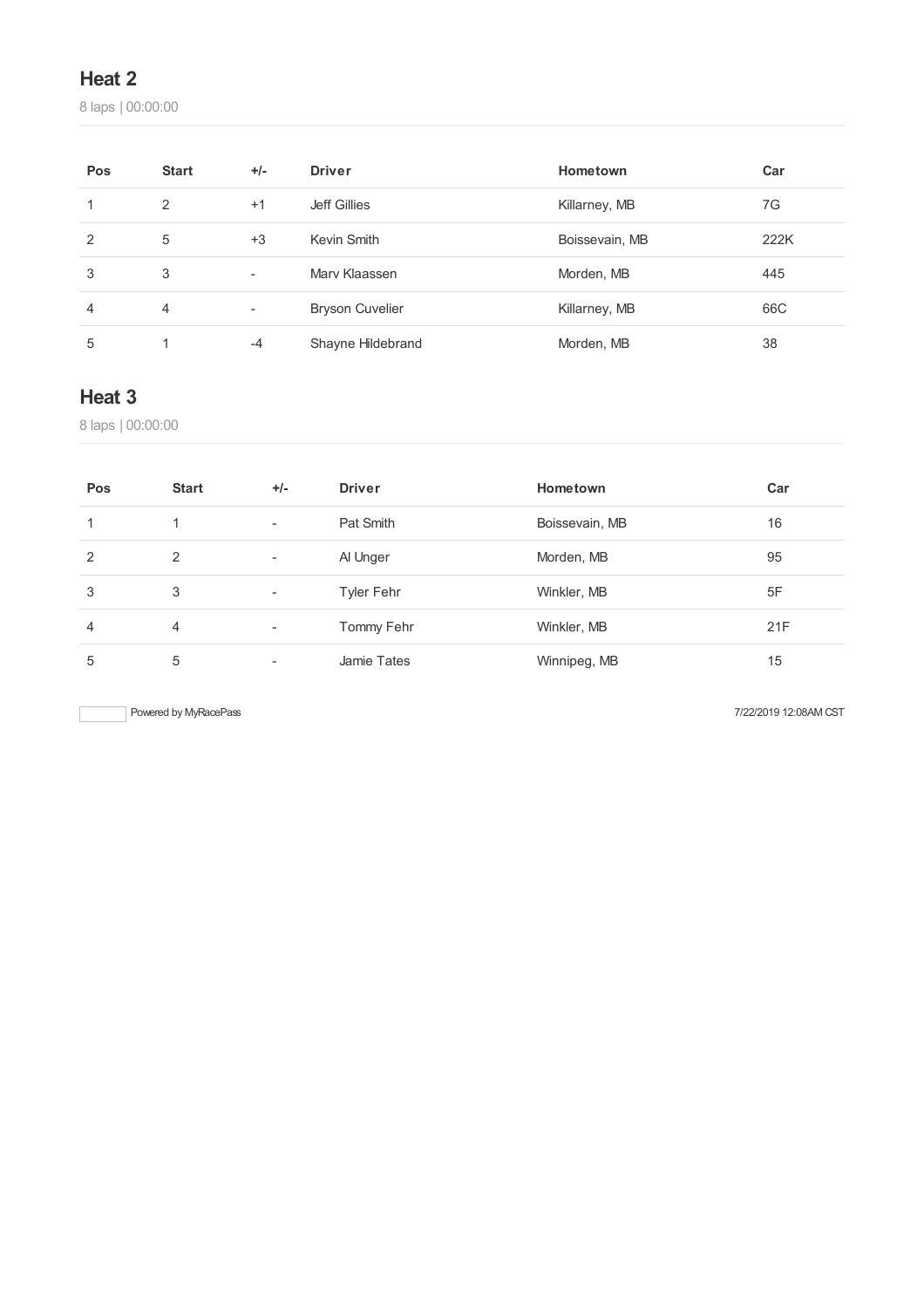## Heat 2

8 laps | 00:00:00

| Pos | Start | +/- | Driver | Hometown | Car |
|---|---|---|---|---|---|
| 1 | 2 | +1 | Jeff Gillies | Killarney, MB | 7G |
| 2 | 5 | +3 | Kevin Smith | Boissevain, MB | 222K |
| 3 | 3 | - | Marv Klaassen | Morden, MB | 445 |
| 4 | 4 | - | Bryson Cuvelier | Killarney, MB | 66C |
| 5 | 1 | -4 | Shayne Hildebrand | Morden, MB | 38 |

## Heat 3

8 laps | 00:00:00

| Pos | Start | +/- | Driver | Hometown | Car |
|---|---|---|---|---|---|
| 1 | 1 | - | Pat Smith | Boissevain, MB | 16 |
| 2 | 2 | - | Al Unger | Morden, MB | 95 |
| 3 | 3 | - | Tyler Fehr | Winkler, MB | 5F |
| 4 | 4 | - | Tommy Fehr | Winkler, MB | 21F |
| 5 | 5 | - | Jamie Tates | Winnipeg, MB | 15 |

Powered by MyRacePass

7/22/2019 12:08AM CST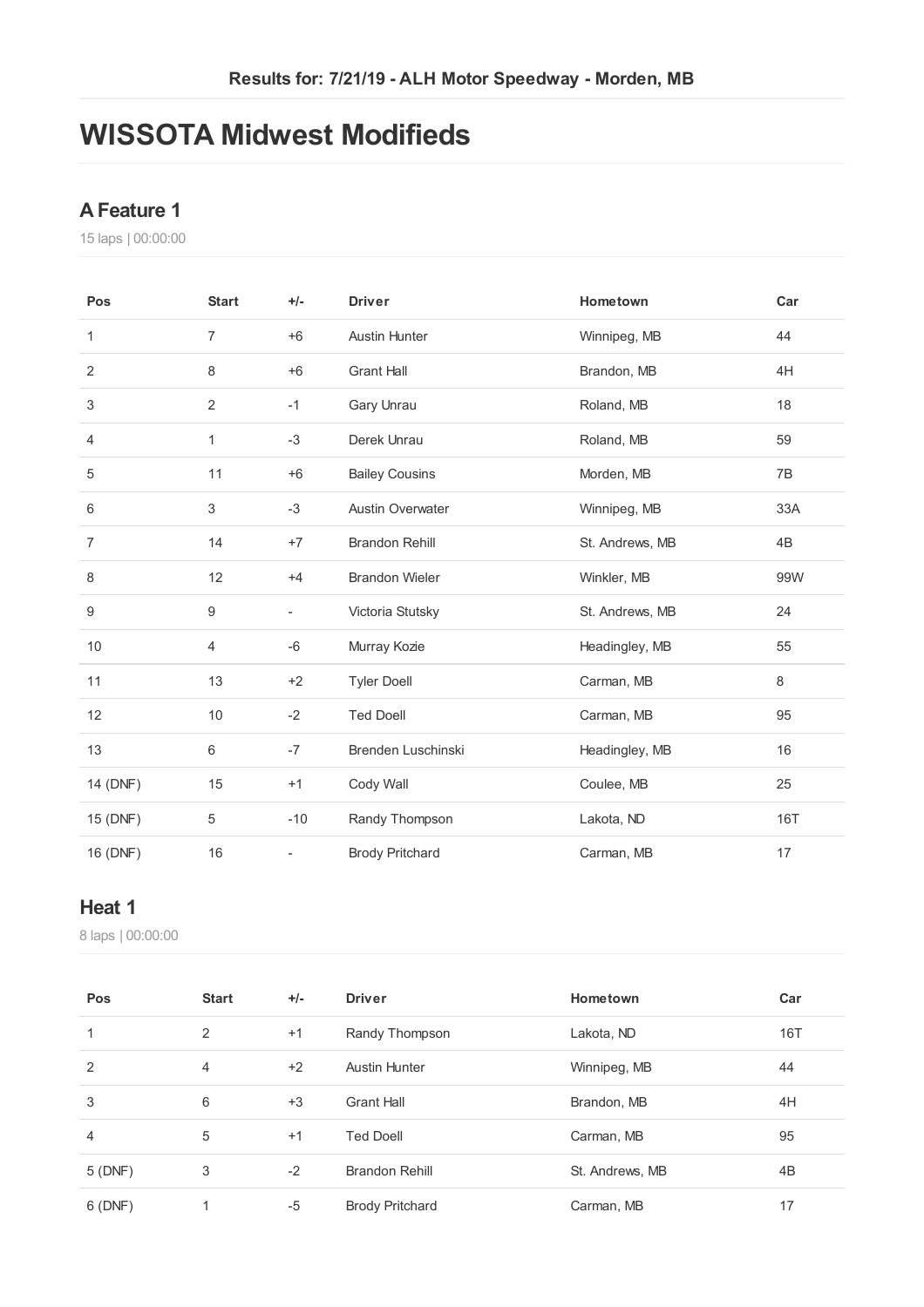Results for: 7/21/19 - ALH Motor Speedway - Morden, MB

# WISSOTA Midwest Modifieds

## A Feature 1

15 laps | 00:00:00

| Pos | Start | +/- | Driver | Hometown | Car |
|---|---|---|---|---|---|
| 1 | 7 | +6 | Austin Hunter | Winnipeg, MB | 44 |
| 2 | 8 | +6 | Grant Hall | Brandon, MB | 4H |
| 3 | 2 | -1 | Gary Unrau | Roland, MB | 18 |
| 4 | 1 | -3 | Derek Unrau | Roland, MB | 59 |
| 5 | 11 | +6 | Bailey Cousins | Morden, MB | 7B |
| 6 | 3 | -3 | Austin Overwater | Winnipeg, MB | 33A |
| 7 | 14 | +7 | Brandon Rehill | St. Andrews, MB | 4B |
| 8 | 12 | +4 | Brandon Wieler | Winkler, MB | 99W |
| 9 | 9 | - | Victoria Stutsky | St. Andrews, MB | 24 |
| 10 | 4 | -6 | Murray Kozie | Headingley, MB | 55 |
| 11 | 13 | +2 | Tyler Doell | Carman, MB | 8 |
| 12 | 10 | -2 | Ted Doell | Carman, MB | 95 |
| 13 | 6 | -7 | Brenden Luschinski | Headingley, MB | 16 |
| 14 (DNF) | 15 | +1 | Cody Wall | Coulee, MB | 25 |
| 15 (DNF) | 5 | -10 | Randy Thompson | Lakota, ND | 16T |
| 16 (DNF) | 16 | - | Brody Pritchard | Carman, MB | 17 |

## Heat 1

8 laps | 00:00:00

| Pos | Start | +/- | Driver | Hometown | Car |
|---|---|---|---|---|---|
| 1 | 2 | +1 | Randy Thompson | Lakota, ND | 16T |
| 2 | 4 | +2 | Austin Hunter | Winnipeg, MB | 44 |
| 3 | 6 | +3 | Grant Hall | Brandon, MB | 4H |
| 4 | 5 | +1 | Ted Doell | Carman, MB | 95 |
| 5 (DNF) | 3 | -2 | Brandon Rehill | St. Andrews, MB | 4B |
| 6 (DNF) | 1 | -5 | Brody Pritchard | Carman, MB | 17 |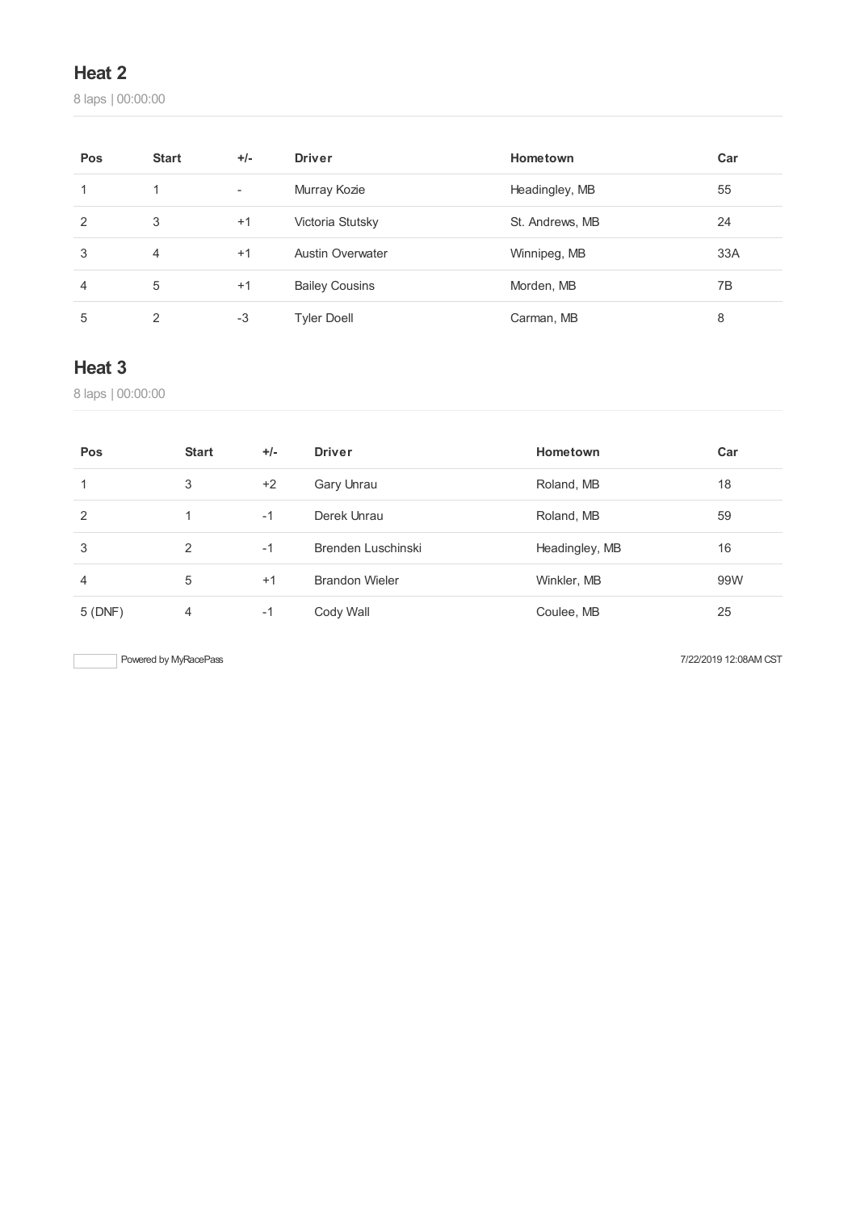## Heat 2

8 laps | 00:00:00

| Pos | Start | +/- | Driver | Hometown | Car |
|---|---|---|---|---|---|
| 1 | 1 | - | Murray Kozie | Headingley, MB | 55 |
| 2 | 3 | +1 | Victoria Stutsky | St. Andrews, MB | 24 |
| 3 | 4 | +1 | Austin Overwater | Winnipeg, MB | 33A |
| 4 | 5 | +1 | Bailey Cousins | Morden, MB | 7B |
| 5 | 2 | -3 | Tyler Doell | Carman, MB | 8 |

## Heat 3

8 laps | 00:00:00

| Pos | Start | +/- | Driver | Hometown | Car |
|---|---|---|---|---|---|
| 1 | 3 | +2 | Gary Unrau | Roland, MB | 18 |
| 2 | 1 | -1 | Derek Unrau | Roland, MB | 59 |
| 3 | 2 | -1 | Brenden Luschinski | Headingley, MB | 16 |
| 4 | 5 | +1 | Brandon Wieler | Winkler, MB | 99W |
| 5 (DNF) | 4 | -1 | Cody Wall | Coulee, MB | 25 |

Powered by MyRacePass

7/22/2019 12:08AM CST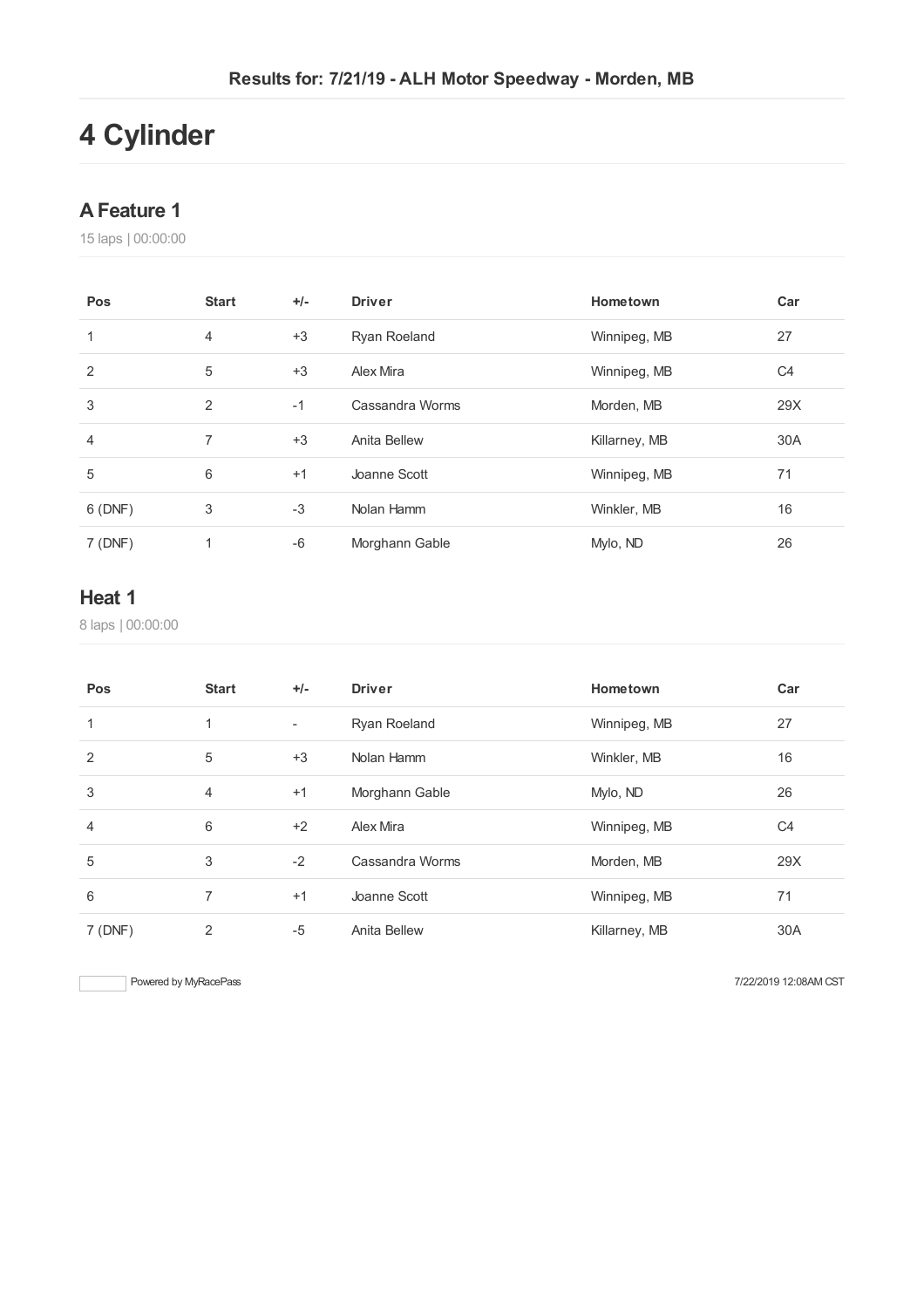Results for: 7/21/19 - ALH Motor Speedway - Morden, MB

# 4 Cylinder

## A Feature 1

15 laps | 00:00:00

| Pos | Start | +/- | Driver | Hometown | Car |
| --- | --- | --- | --- | --- | --- |
| 1 | 4 | +3 | Ryan Roeland | Winnipeg, MB | 27 |
| 2 | 5 | +3 | Alex Mira | Winnipeg, MB | C4 |
| 3 | 2 | -1 | Cassandra Worms | Morden, MB | 29X |
| 4 | 7 | +3 | Anita Bellew | Killarney, MB | 30A |
| 5 | 6 | +1 | Joanne Scott | Winnipeg, MB | 71 |
| 6 (DNF) | 3 | -3 | Nolan Hamm | Winkler, MB | 16 |
| 7 (DNF) | 1 | -6 | Morghann Gable | Mylo, ND | 26 |

## Heat 1

8 laps | 00:00:00

| Pos | Start | +/- | Driver | Hometown | Car |
| --- | --- | --- | --- | --- | --- |
| 1 | 1 | - | Ryan Roeland | Winnipeg, MB | 27 |
| 2 | 5 | +3 | Nolan Hamm | Winkler, MB | 16 |
| 3 | 4 | +1 | Morghann Gable | Mylo, ND | 26 |
| 4 | 6 | +2 | Alex Mira | Winnipeg, MB | C4 |
| 5 | 3 | -2 | Cassandra Worms | Morden, MB | 29X |
| 6 | 7 | +1 | Joanne Scott | Winnipeg, MB | 71 |
| 7 (DNF) | 2 | -5 | Anita Bellew | Killarney, MB | 30A |

Powered by MyRacePass

7/22/2019 12:08AM CST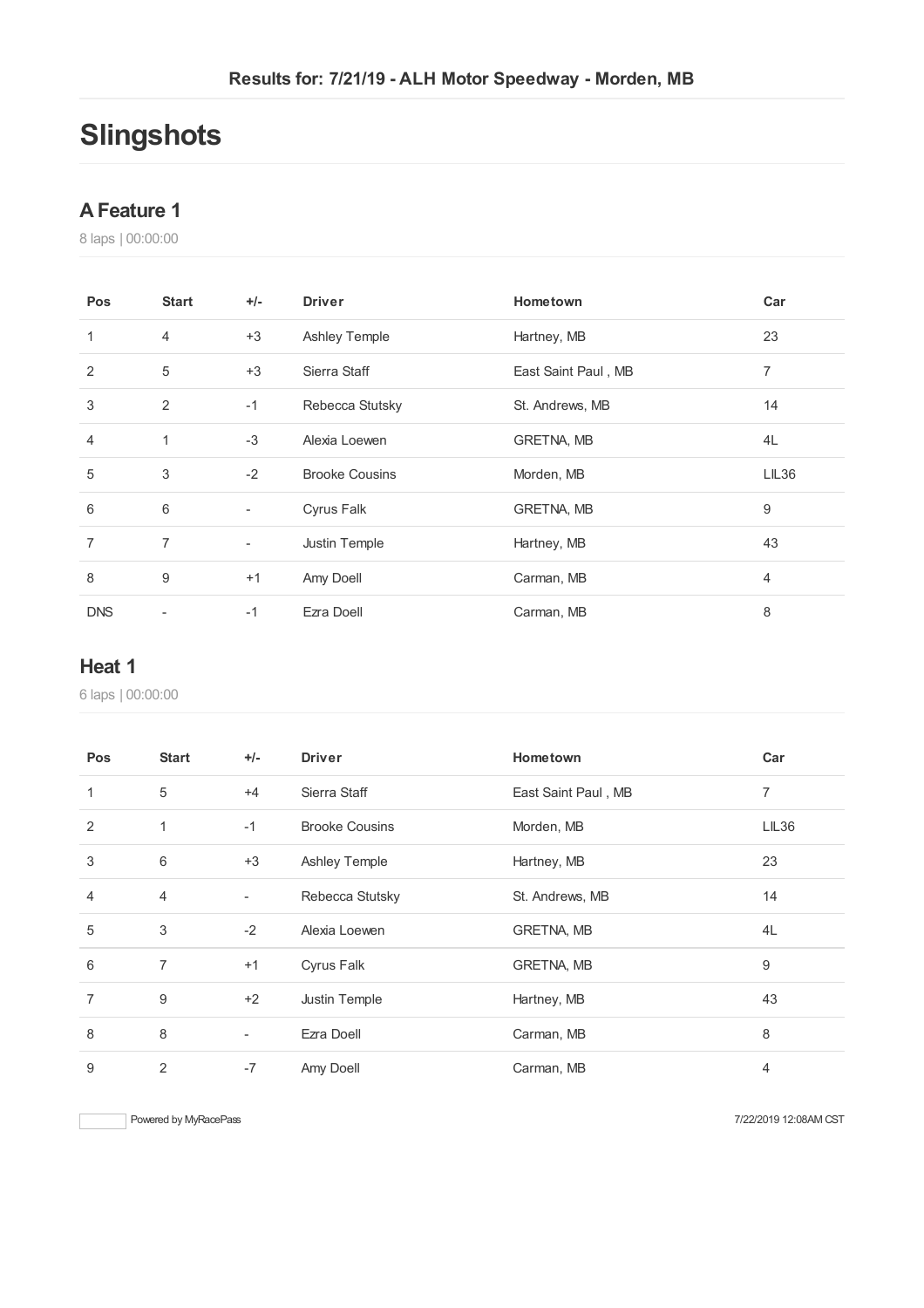Results for: 7/21/19 - ALH Motor Speedway - Morden, MB

# Slingshots

## A Feature 1

8 laps | 00:00:00

| Pos | Start | +/- | Driver | Hometown | Car |
|---|---|---|---|---|---|
| 1 | 4 | +3 | Ashley Temple | Hartney, MB | 23 |
| 2 | 5 | +3 | Sierra Staff | East Saint Paul , MB | 7 |
| 3 | 2 | -1 | Rebecca Stutsky | St. Andrews, MB | 14 |
| 4 | 1 | -3 | Alexia Loewen | GRETNA, MB | 4L |
| 5 | 3 | -2 | Brooke Cousins | Morden, MB | LIL36 |
| 6 | 6 | - | Cyrus Falk | GRETNA, MB | 9 |
| 7 | 7 | - | Justin Temple | Hartney, MB | 43 |
| 8 | 9 | +1 | Amy Doell | Carman, MB | 4 |
| DNS | - | -1 | Ezra Doell | Carman, MB | 8 |

## Heat 1

6 laps | 00:00:00

| Pos | Start | +/- | Driver | Hometown | Car |
|---|---|---|---|---|---|
| 1 | 5 | +4 | Sierra Staff | East Saint Paul , MB | 7 |
| 2 | 1 | -1 | Brooke Cousins | Morden, MB | LIL36 |
| 3 | 6 | +3 | Ashley Temple | Hartney, MB | 23 |
| 4 | 4 | - | Rebecca Stutsky | St. Andrews, MB | 14 |
| 5 | 3 | -2 | Alexia Loewen | GRETNA, MB | 4L |
| 6 | 7 | +1 | Cyrus Falk | GRETNA, MB | 9 |
| 7 | 9 | +2 | Justin Temple | Hartney, MB | 43 |
| 8 | 8 | - | Ezra Doell | Carman, MB | 8 |
| 9 | 2 | -7 | Amy Doell | Carman, MB | 4 |

Powered by MyRacePass

7/22/2019 12:08AM CST